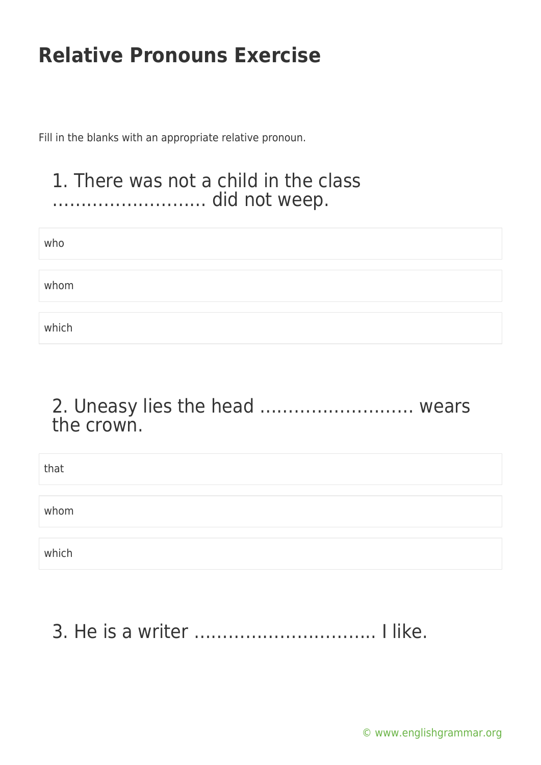# Relative Pronouns Exercise

Fill in the blanks with an appropriate relative pronoun.

## 1. There was not a child in the class ……………………… did not weep.

- who
- whom
- which

## 2. Uneasy lies the head ……………………… wears the crown.

- that
- whom
- which

## 3. He is a writer ………………………….. I like.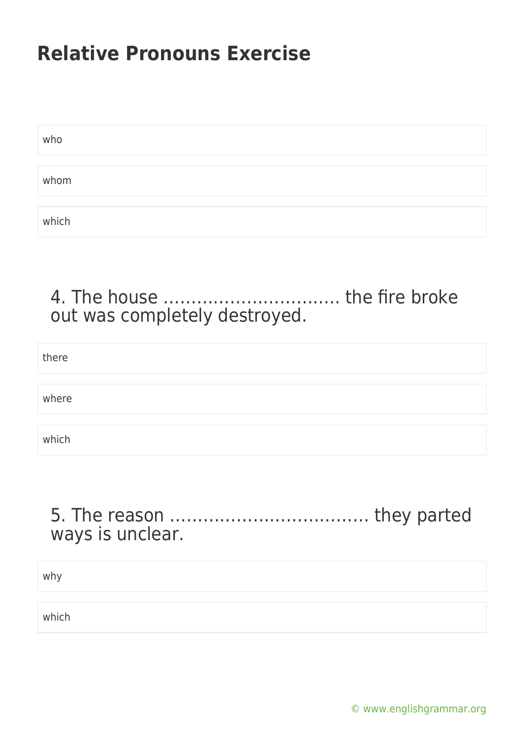# Relative Pronouns Exercise

who

whom

which

## 4. The house ………………………….. the fire broke out was completely destroyed.

there

where

which

## 5. The reason ……………………………… they parted ways is unclear.

why

which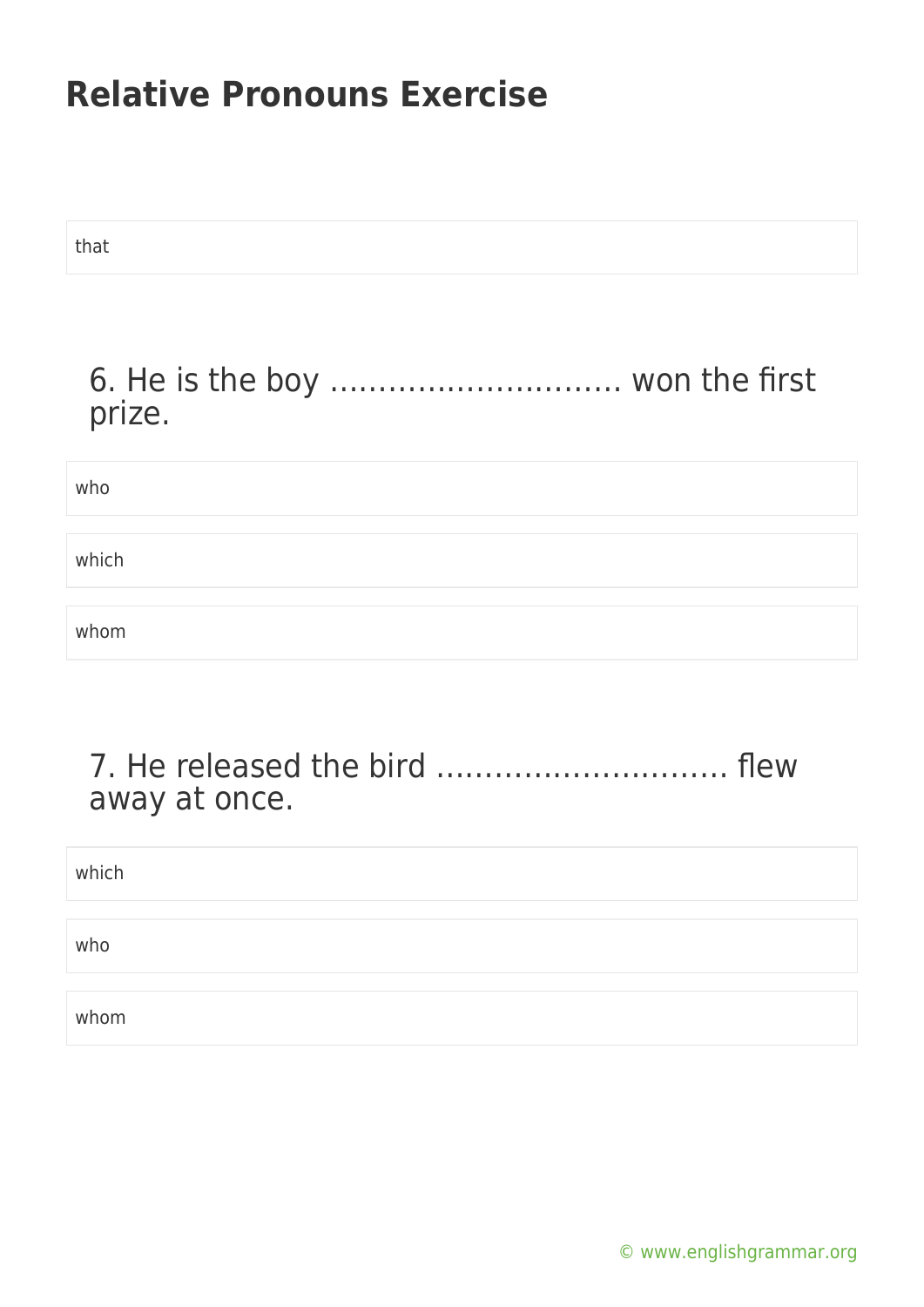# Relative Pronouns Exercise

that

6. He is the boy ……………………….. won the first prize.

who

which

whom

7. He released the bird ……………………….. flew away at once.

which

who

whom

© www.englishgrammar.org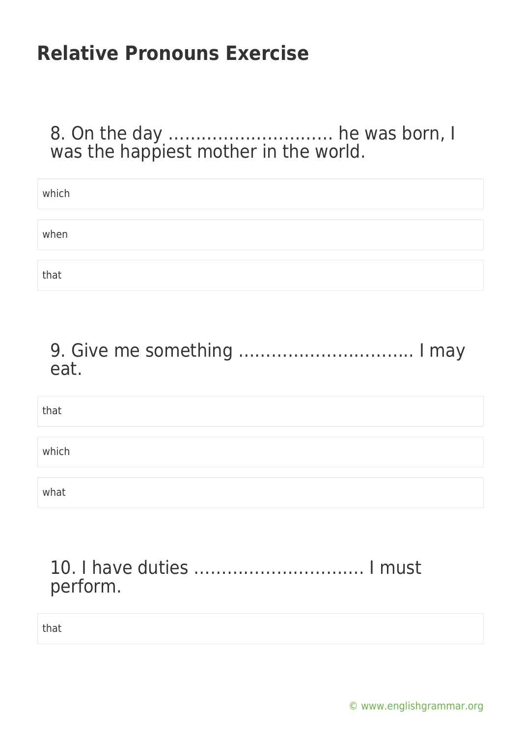# Relative Pronouns Exercise

8. On the day ………………………… he was born, I was the happiest mother in the world.

- which
- when
- that

9. Give me something ………………………….. I may eat.

- that
- which
- what

10. I have duties …………………………. I must perform.

- that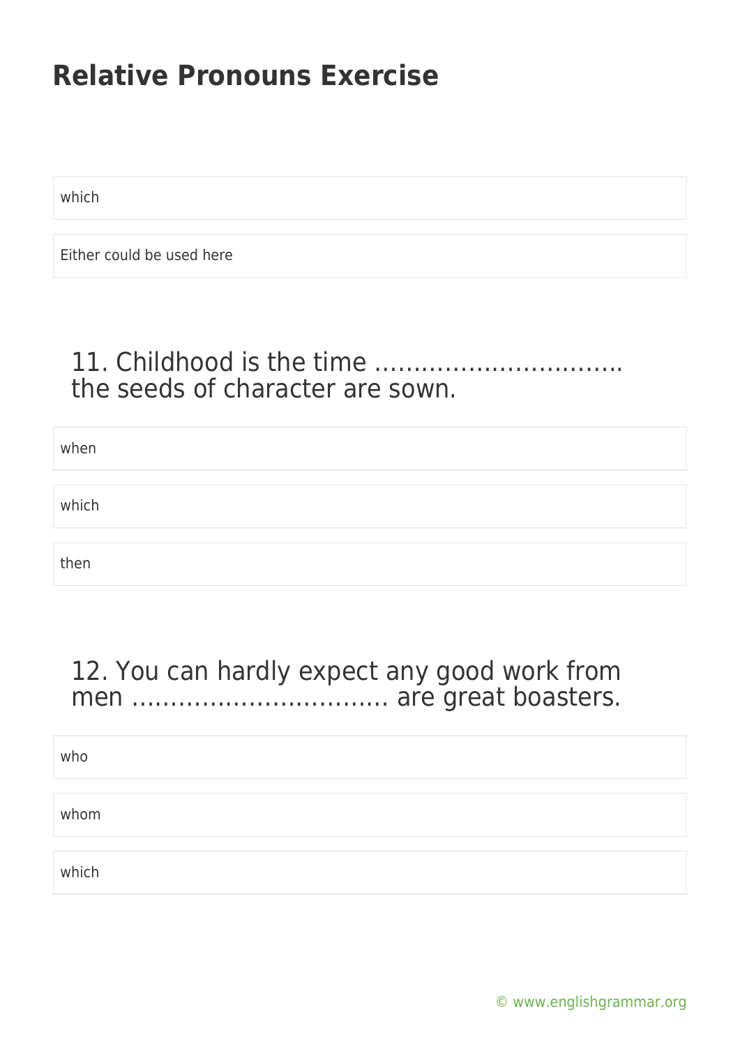# Relative Pronouns Exercise

which

Either could be used here

## 11. Childhood is the time ………………………….. the seeds of character are sown.

when

which

then

## 12. You can hardly expect any good work from men ………………………….. are great boasters.

who

whom

which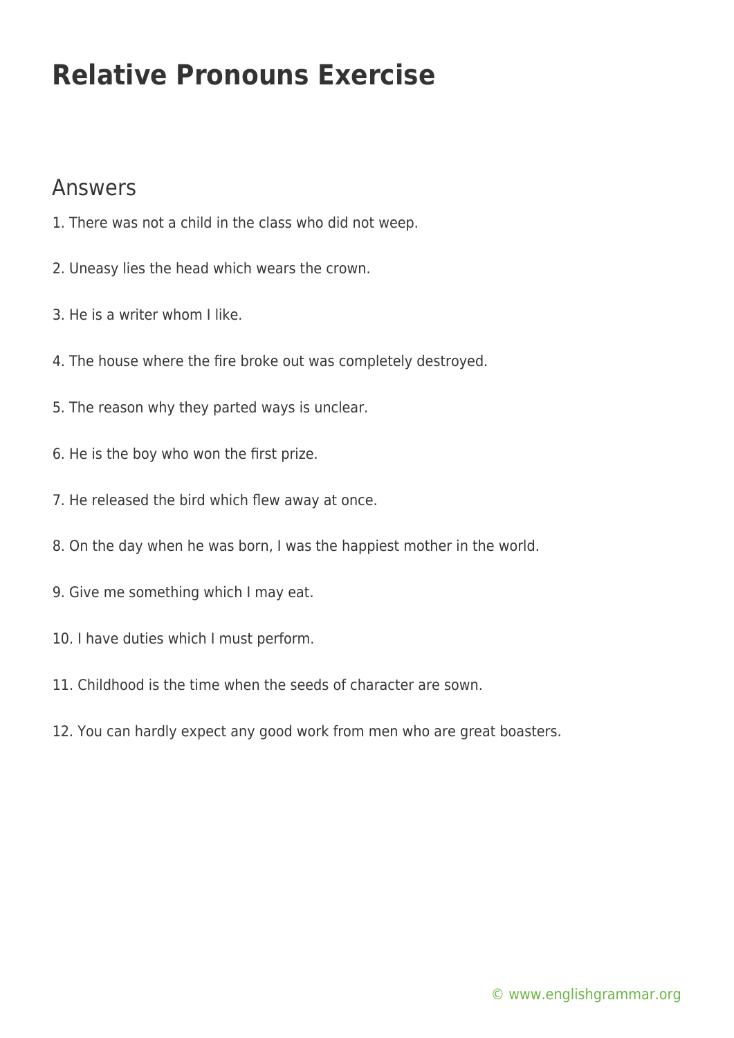# Relative Pronouns Exercise

## Answers

1. There was not a child in the class who did not weep.
2. Uneasy lies the head which wears the crown.
3. He is a writer whom I like.
4. The house where the fire broke out was completely destroyed.
5. The reason why they parted ways is unclear.
6. He is the boy who won the first prize.
7. He released the bird which flew away at once.
8. On the day when he was born, I was the happiest mother in the world.
9. Give me something which I may eat.
10. I have duties which I must perform.
11. Childhood is the time when the seeds of character are sown.
12. You can hardly expect any good work from men who are great boasters.